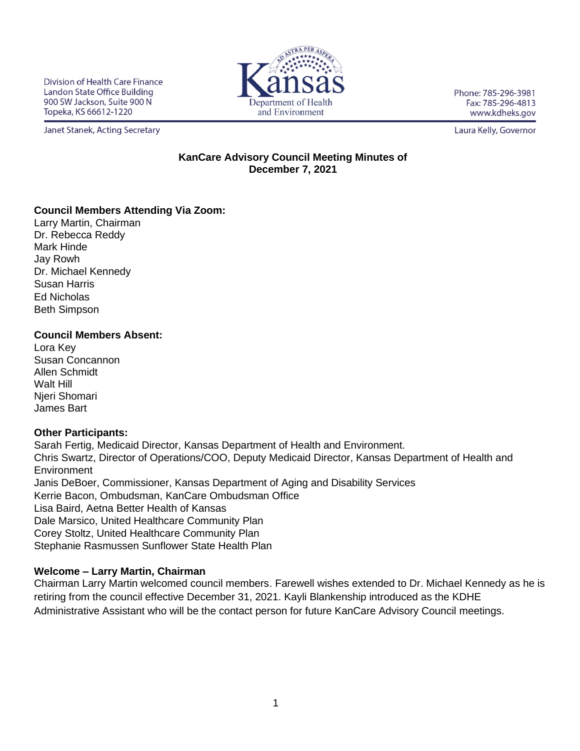Division of Health Care Finance
Landon State Office Building
900 SW Jackson, Suite 900 N
Topeka, KS 66612-1220

Janet Stanek, Acting Secretary

Kansas Department of Health and Environment

Phone: 785-296-3981
Fax: 785-296-4813
www.kdheks.gov

Laura Kelly, Governor

# KanCare Advisory Council Meeting Minutes of December 7, 2021

**Council Members Attending Via Zoom:**
Larry Martin, Chairman
Dr. Rebecca Reddy
Mark Hinde
Jay Rowh
Dr. Michael Kennedy
Susan Harris
Ed Nicholas
Beth Simpson

**Council Members Absent:**
Lora Key
Susan Concannon
Allen Schmidt
Walt Hill
Njeri Shomari
James Bart

**Other Participants:**
Sarah Fertig, Medicaid Director, Kansas Department of Health and Environment.
Chris Swartz, Director of Operations/COO, Deputy Medicaid Director, Kansas Department of Health and Environment
Janis DeBoer, Commissioner, Kansas Department of Aging and Disability Services
Kerrie Bacon, Ombudsman, KanCare Ombudsman Office
Lisa Baird, Aetna Better Health of Kansas
Dale Marsico, United Healthcare Community Plan
Corey Stoltz, United Healthcare Community Plan
Stephanie Rasmussen Sunflower State Health Plan

**Welcome – Larry Martin, Chairman**
Chairman Larry Martin welcomed council members. Farewell wishes extended to Dr. Michael Kennedy as he is retiring from the council effective December 31, 2021. Kayli Blankenship introduced as the KDHE Administrative Assistant who will be the contact person for future KanCare Advisory Council meetings.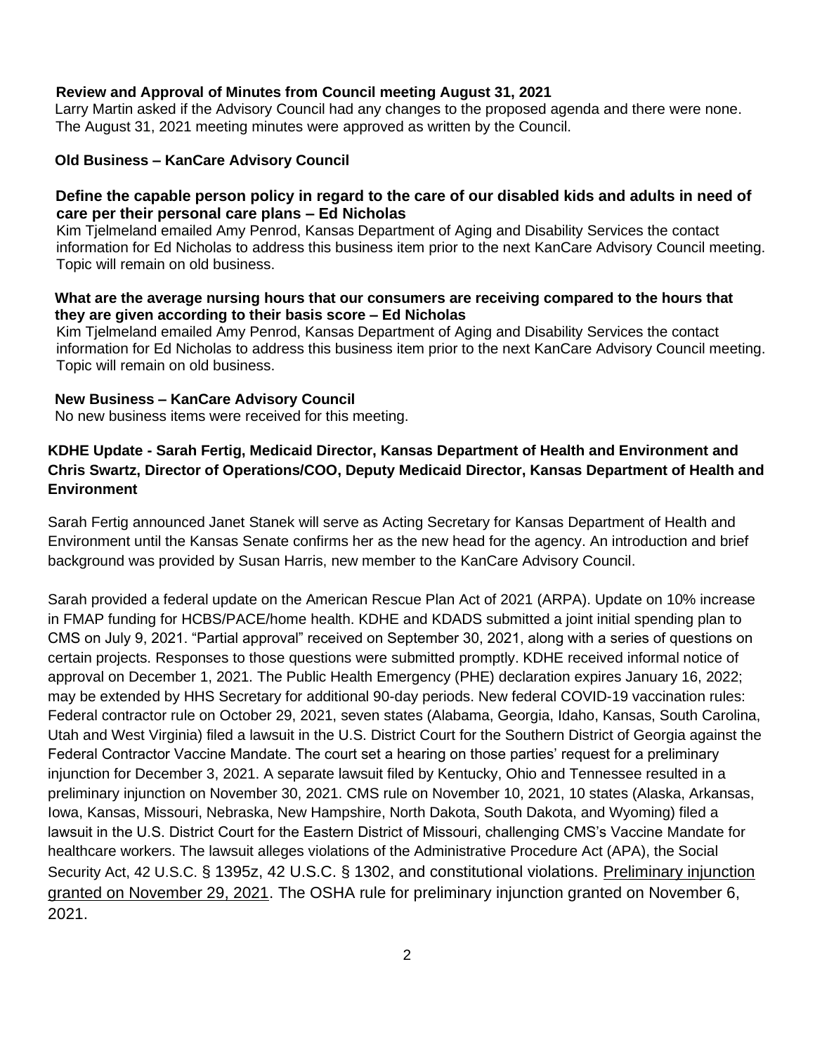**Review and Approval of Minutes from Council meeting August 31, 2021**

Larry Martin asked if the Advisory Council had any changes to the proposed agenda and there were none. The August 31, 2021 meeting minutes were approved as written by the Council.

**Old Business – KanCare Advisory Council**

**Define the capable person policy in regard to the care of our disabled kids and adults in need of care per their personal care plans – Ed Nicholas**

Kim Tjelmeland emailed Amy Penrod, Kansas Department of Aging and Disability Services the contact information for Ed Nicholas to address this business item prior to the next KanCare Advisory Council meeting. Topic will remain on old business.

**What are the average nursing hours that our consumers are receiving compared to the hours that they are given according to their basis score – Ed Nicholas**

Kim Tjelmeland emailed Amy Penrod, Kansas Department of Aging and Disability Services the contact information for Ed Nicholas to address this business item prior to the next KanCare Advisory Council meeting. Topic will remain on old business.

**New Business – KanCare Advisory Council**

No new business items were received for this meeting.

**KDHE Update - Sarah Fertig, Medicaid Director, Kansas Department of Health and Environment and Chris Swartz, Director of Operations/COO, Deputy Medicaid Director, Kansas Department of Health and Environment**

Sarah Fertig announced Janet Stanek will serve as Acting Secretary for Kansas Department of Health and Environment until the Kansas Senate confirms her as the new head for the agency. An introduction and brief background was provided by Susan Harris, new member to the KanCare Advisory Council.

Sarah provided a federal update on the American Rescue Plan Act of 2021 (ARPA). Update on 10% increase in FMAP funding for HCBS/PACE/home health. KDHE and KDADS submitted a joint initial spending plan to CMS on July 9, 2021. "Partial approval" received on September 30, 2021, along with a series of questions on certain projects. Responses to those questions were submitted promptly. KDHE received informal notice of approval on December 1, 2021. The Public Health Emergency (PHE) declaration expires January 16, 2022; may be extended by HHS Secretary for additional 90-day periods. New federal COVID-19 vaccination rules: Federal contractor rule on October 29, 2021, seven states (Alabama, Georgia, Idaho, Kansas, South Carolina, Utah and West Virginia) filed a lawsuit in the U.S. District Court for the Southern District of Georgia against the Federal Contractor Vaccine Mandate. The court set a hearing on those parties' request for a preliminary injunction for December 3, 2021. A separate lawsuit filed by Kentucky, Ohio and Tennessee resulted in a preliminary injunction on November 30, 2021. CMS rule on November 10, 2021, 10 states (Alaska, Arkansas, Iowa, Kansas, Missouri, Nebraska, New Hampshire, North Dakota, South Dakota, and Wyoming) filed a lawsuit in the U.S. District Court for the Eastern District of Missouri, challenging CMS's Vaccine Mandate for healthcare workers. The lawsuit alleges violations of the Administrative Procedure Act (APA), the Social Security Act, 42 U.S.C. § 1395z, 42 U.S.C. § 1302, and constitutional violations. Preliminary injunction granted on November 29, 2021. The OSHA rule for preliminary injunction granted on November 6, 2021.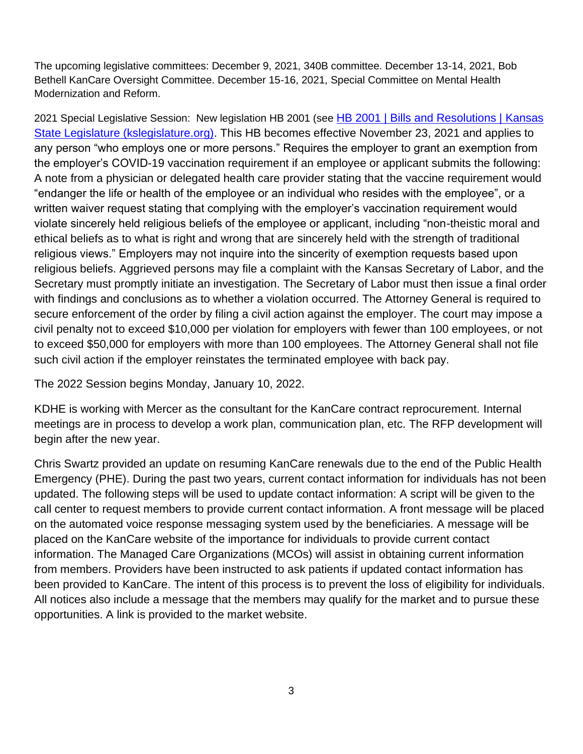The upcoming legislative committees: December 9, 2021, 340B committee. December 13-14, 2021, Bob Bethell KanCare Oversight Committee. December 15-16, 2021, Special Committee on Mental Health Modernization and Reform.

2021 Special Legislative Session: New legislation HB 2001 (see [HB 2001 | Bills and Resolutions | Kansas State Legislature (kslegislature.org)](kslegislature.org)). This HB becomes effective November 23, 2021 and applies to any person "who employs one or more persons." Requires the employer to grant an exemption from the employer's COVID-19 vaccination requirement if an employee or applicant submits the following: A note from a physician or delegated health care provider stating that the vaccine requirement would "endanger the life or health of the employee or an individual who resides with the employee", or a written waiver request stating that complying with the employer's vaccination requirement would violate sincerely held religious beliefs of the employee or applicant, including "non-theistic moral and ethical beliefs as to what is right and wrong that are sincerely held with the strength of traditional religious views." Employers may not inquire into the sincerity of exemption requests based upon religious beliefs. Aggrieved persons may file a complaint with the Kansas Secretary of Labor, and the Secretary must promptly initiate an investigation. The Secretary of Labor must then issue a final order with findings and conclusions as to whether a violation occurred. The Attorney General is required to secure enforcement of the order by filing a civil action against the employer. The court may impose a civil penalty not to exceed $10,000 per violation for employers with fewer than 100 employees, or not to exceed $50,000 for employers with more than 100 employees. The Attorney General shall not file such civil action if the employer reinstates the terminated employee with back pay.

The 2022 Session begins Monday, January 10, 2022.

KDHE is working with Mercer as the consultant for the KanCare contract reprocurement. Internal meetings are in process to develop a work plan, communication plan, etc. The RFP development will begin after the new year.

Chris Swartz provided an update on resuming KanCare renewals due to the end of the Public Health Emergency (PHE). During the past two years, current contact information for individuals has not been updated. The following steps will be used to update contact information: A script will be given to the call center to request members to provide current contact information. A front message will be placed on the automated voice response messaging system used by the beneficiaries. A message will be placed on the KanCare website of the importance for individuals to provide current contact information. The Managed Care Organizations (MCOs) will assist in obtaining current information from members. Providers have been instructed to ask patients if updated contact information has been provided to KanCare. The intent of this process is to prevent the loss of eligibility for individuals. All notices also include a message that the members may qualify for the market and to pursue these opportunities. A link is provided to the market website.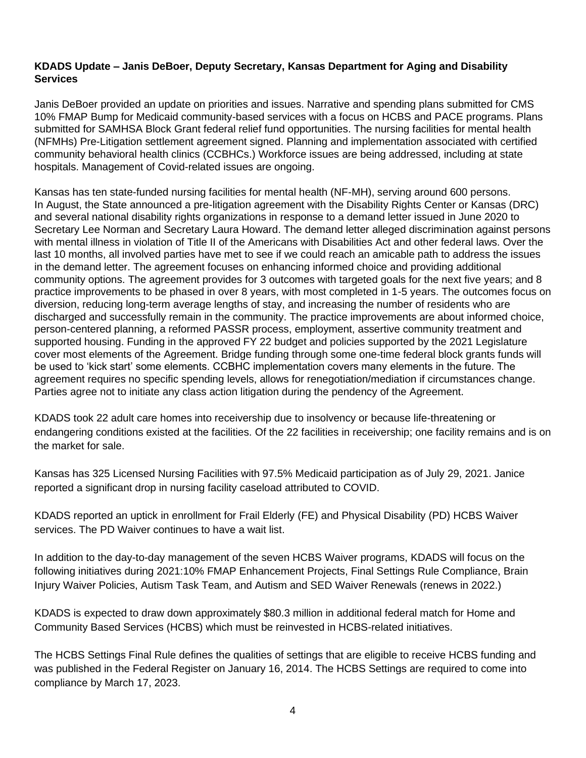**KDADS Update – Janis DeBoer, Deputy Secretary, Kansas Department for Aging and Disability Services**

Janis DeBoer provided an update on priorities and issues. Narrative and spending plans submitted for CMS 10% FMAP Bump for Medicaid community-based services with a focus on HCBS and PACE programs. Plans submitted for SAMHSA Block Grant federal relief fund opportunities. The nursing facilities for mental health (NFMHs) Pre-Litigation settlement agreement signed. Planning and implementation associated with certified community behavioral health clinics (CCBHCs.) Workforce issues are being addressed, including at state hospitals. Management of Covid-related issues are ongoing.

Kansas has ten state-funded nursing facilities for mental health (NF-MH), serving around 600 persons. In August, the State announced a pre-litigation agreement with the Disability Rights Center or Kansas (DRC) and several national disability rights organizations in response to a demand letter issued in June 2020 to Secretary Lee Norman and Secretary Laura Howard. The demand letter alleged discrimination against persons with mental illness in violation of Title II of the Americans with Disabilities Act and other federal laws. Over the last 10 months, all involved parties have met to see if we could reach an amicable path to address the issues in the demand letter. The agreement focuses on enhancing informed choice and providing additional community options. The agreement provides for 3 outcomes with targeted goals for the next five years; and 8 practice improvements to be phased in over 8 years, with most completed in 1-5 years. The outcomes focus on diversion, reducing long-term average lengths of stay, and increasing the number of residents who are discharged and successfully remain in the community. The practice improvements are about informed choice, person-centered planning, a reformed PASSR process, employment, assertive community treatment and supported housing. Funding in the approved FY 22 budget and policies supported by the 2021 Legislature cover most elements of the Agreement. Bridge funding through some one-time federal block grants funds will be used to 'kick start' some elements. CCBHC implementation covers many elements in the future. The agreement requires no specific spending levels, allows for renegotiation/mediation if circumstances change. Parties agree not to initiate any class action litigation during the pendency of the Agreement.

KDADS took 22 adult care homes into receivership due to insolvency or because life-threatening or endangering conditions existed at the facilities. Of the 22 facilities in receivership; one facility remains and is on the market for sale.

Kansas has 325 Licensed Nursing Facilities with 97.5% Medicaid participation as of July 29, 2021. Janice reported a significant drop in nursing facility caseload attributed to COVID.

KDADS reported an uptick in enrollment for Frail Elderly (FE) and Physical Disability (PD) HCBS Waiver services. The PD Waiver continues to have a wait list.

In addition to the day-to-day management of the seven HCBS Waiver programs, KDADS will focus on the following initiatives during 2021:10% FMAP Enhancement Projects, Final Settings Rule Compliance, Brain Injury Waiver Policies, Autism Task Team, and Autism and SED Waiver Renewals (renews in 2022.)

KDADS is expected to draw down approximately $80.3 million in additional federal match for Home and Community Based Services (HCBS) which must be reinvested in HCBS-related initiatives.

The HCBS Settings Final Rule defines the qualities of settings that are eligible to receive HCBS funding and was published in the Federal Register on January 16, 2014. The HCBS Settings are required to come into compliance by March 17, 2023.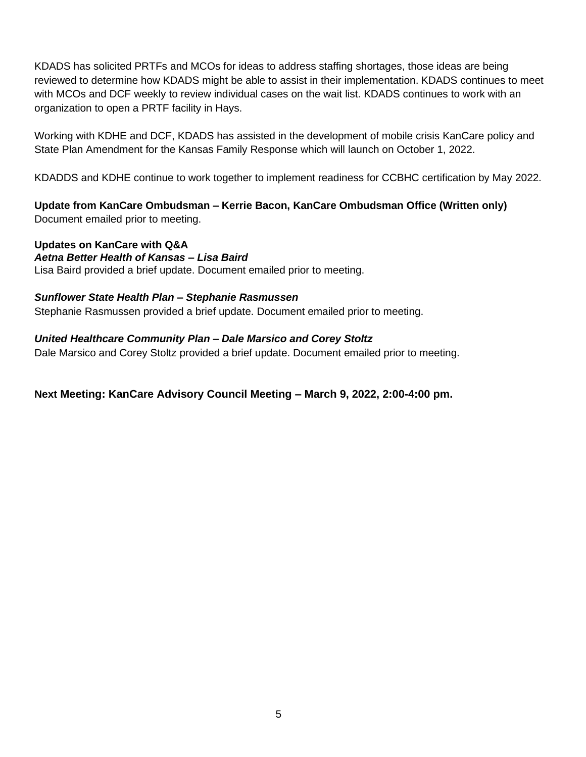KDADS has solicited PRTFs and MCOs for ideas to address staffing shortages, those ideas are being reviewed to determine how KDADS might be able to assist in their implementation. KDADS continues to meet with MCOs and DCF weekly to review individual cases on the wait list. KDADS continues to work with an organization to open a PRTF facility in Hays.

Working with KDHE and DCF, KDADS has assisted in the development of mobile crisis KanCare policy and State Plan Amendment for the Kansas Family Response which will launch on October 1, 2022.

KDADDS and KDHE continue to work together to implement readiness for CCBHC certification by May 2022.

**Update from KanCare Ombudsman – Kerrie Bacon, KanCare Ombudsman Office (Written only)**
Document emailed prior to meeting.

**Updates on KanCare with Q&A**

***Aetna Better Health of Kansas – Lisa Baird***
Lisa Baird provided a brief update. Document emailed prior to meeting.

***Sunflower State Health Plan – Stephanie Rasmussen***
Stephanie Rasmussen provided a brief update. Document emailed prior to meeting.

***United Healthcare Community Plan – Dale Marsico and Corey Stoltz***
Dale Marsico and Corey Stoltz provided a brief update. Document emailed prior to meeting.

**Next Meeting: KanCare Advisory Council Meeting – March 9, 2022, 2:00-4:00 pm.**